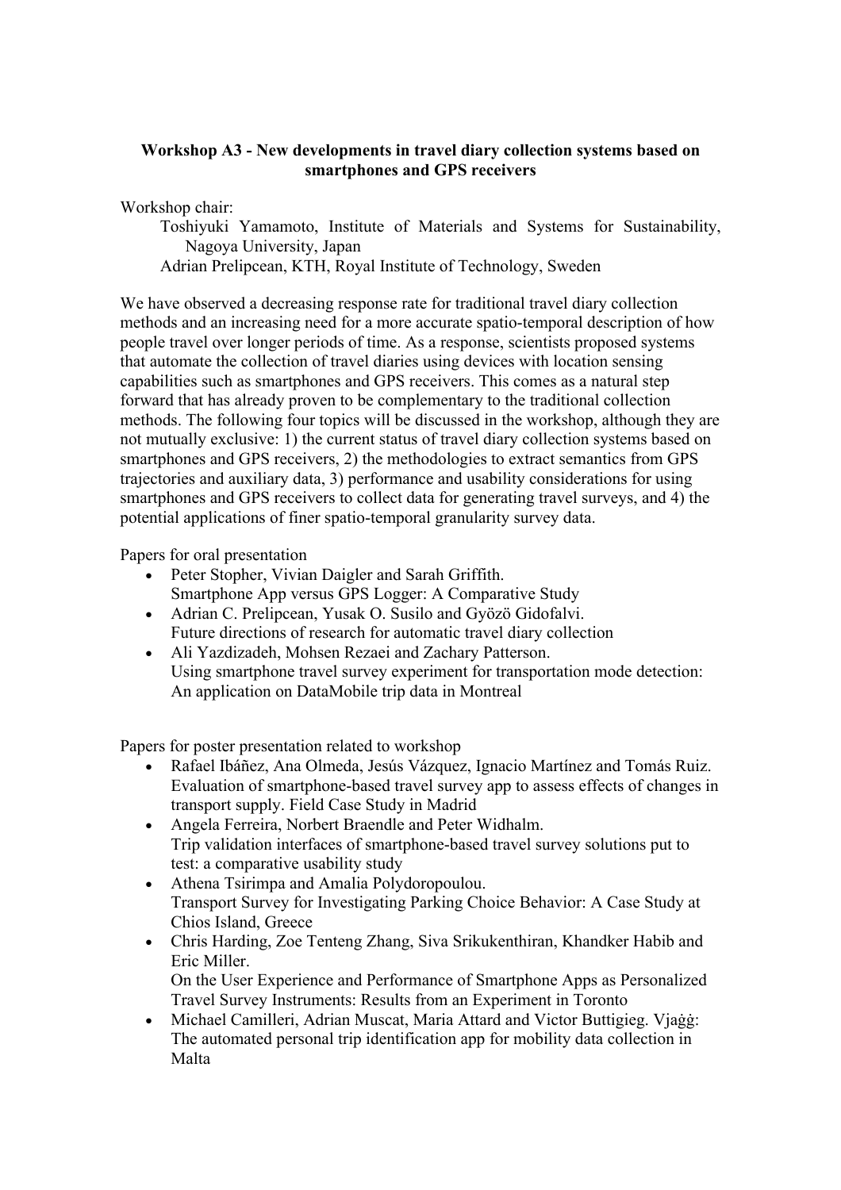**Workshop A3 - New developments in travel diary collection systems based on smartphones and GPS receivers**

Workshop chair:

Toshiyuki Yamamoto, Institute of Materials and Systems for Sustainability, Nagoya University, Japan

Adrian Prelipcean, KTH, Royal Institute of Technology, Sweden

We have observed a decreasing response rate for traditional travel diary collection methods and an increasing need for a more accurate spatio-temporal description of how people travel over longer periods of time. As a response, scientists proposed systems that automate the collection of travel diaries using devices with location sensing capabilities such as smartphones and GPS receivers. This comes as a natural step forward that has already proven to be complementary to the traditional collection methods. The following four topics will be discussed in the workshop, although they are not mutually exclusive: 1) the current status of travel diary collection systems based on smartphones and GPS receivers, 2) the methodologies to extract semantics from GPS trajectories and auxiliary data, 3) performance and usability considerations for using smartphones and GPS receivers to collect data for generating travel surveys, and 4) the potential applications of finer spatio-temporal granularity survey data.

Papers for oral presentation

- Peter Stopher, Vivian Daigler and Sarah Griffith.
  Smartphone App versus GPS Logger: A Comparative Study
- Adrian C. Prelipcean, Yusak O. Susilo and Győző Gidofalvi.
  Future directions of research for automatic travel diary collection
- Ali Yazdizadeh, Mohsen Rezaei and Zachary Patterson.
  Using smartphone travel survey experiment for transportation mode detection: An application on DataMobile trip data in Montreal

Papers for poster presentation related to workshop

- Rafael Ibáñez, Ana Olmeda, Jesús Vázquez, Ignacio Martínez and Tomás Ruiz.
  Evaluation of smartphone-based travel survey app to assess effects of changes in transport supply. Field Case Study in Madrid
- Angela Ferreira, Norbert Braendle and Peter Widhalm.
  Trip validation interfaces of smartphone-based travel survey solutions put to test: a comparative usability study
- Athena Tsirimpa and Amalia Polydoropoulou.
  Transport Survey for Investigating Parking Choice Behavior: A Case Study at Chios Island, Greece
- Chris Harding, Zoe Tenteng Zhang, Siva Srikukenthiran, Khandker Habib and Eric Miller.
  On the User Experience and Performance of Smartphone Apps as Personalized Travel Survey Instruments: Results from an Experiment in Toronto
- Michael Camilleri, Adrian Muscat, Maria Attard and Victor Buttigieg. Vjaġġ: The automated personal trip identification app for mobility data collection in Malta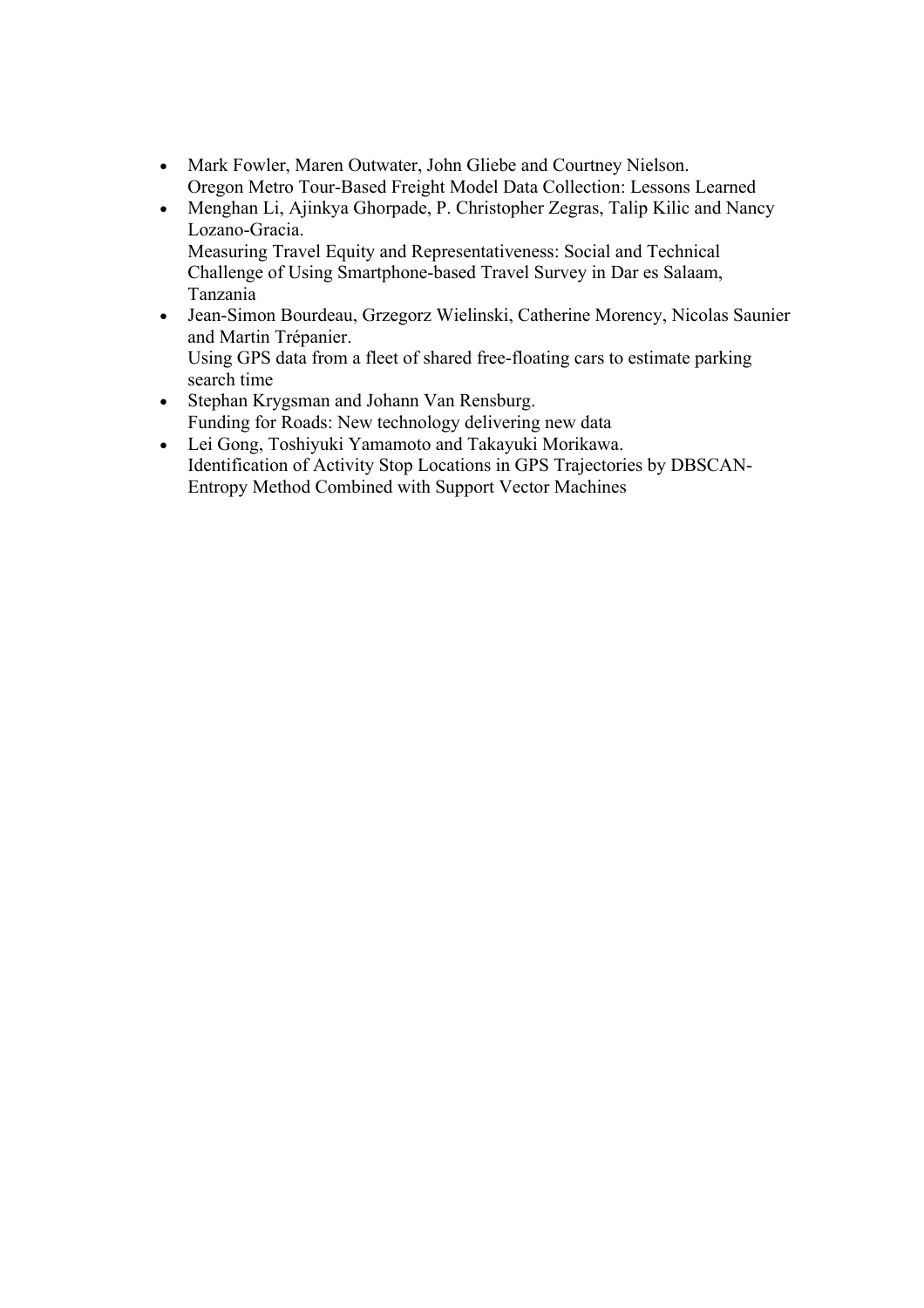- Mark Fowler, Maren Outwater, John Gliebe and Courtney Nielson.
  Oregon Metro Tour-Based Freight Model Data Collection: Lessons Learned
- Menghan Li, Ajinkya Ghorpade, P. Christopher Zegras, Talip Kilic and Nancy Lozano-Gracia.
  Measuring Travel Equity and Representativeness: Social and Technical Challenge of Using Smartphone-based Travel Survey in Dar es Salaam, Tanzania
- Jean-Simon Bourdeau, Grzegorz Wielinski, Catherine Morency, Nicolas Saunier and Martin Trépanier.
  Using GPS data from a fleet of shared free-floating cars to estimate parking search time
- Stephan Krygsman and Johann Van Rensburg.
  Funding for Roads: New technology delivering new data
- Lei Gong, Toshiyuki Yamamoto and Takayuki Morikawa.
  Identification of Activity Stop Locations in GPS Trajectories by DBSCAN-Entropy Method Combined with Support Vector Machines